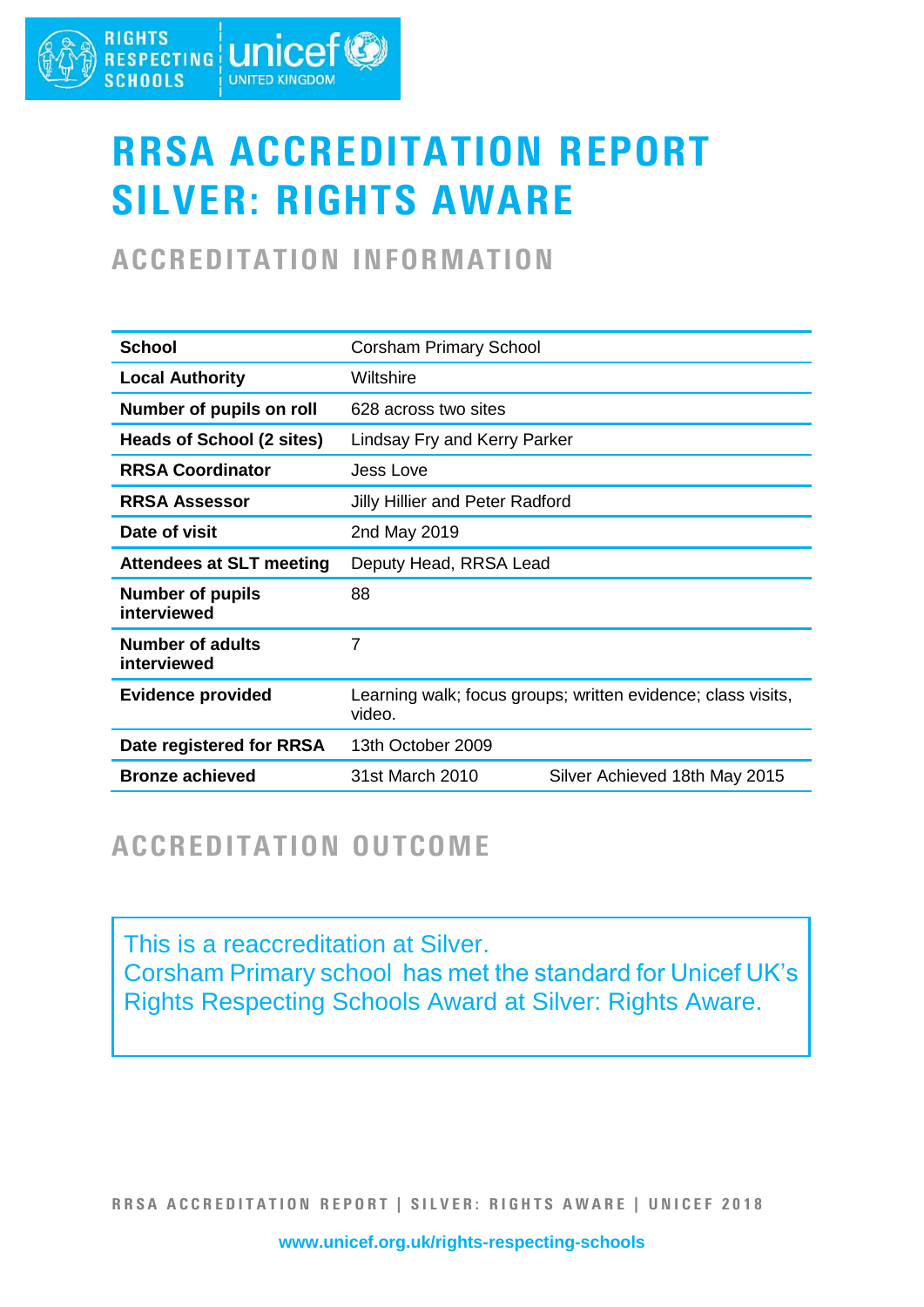# RRSA ACCREDITATION REPORT SILVER: RIGHTS AWARE

## ACCREDITATION INFORMATION

| | | |
|---|---|---|
| **School** | Corsham Primary School | |
| **Local Authority** | Wiltshire | |
| **Number of pupils on roll** | 628 across two sites | |
| **Heads of School (2 sites)** | Lindsay Fry and Kerry Parker | |
| **RRSA Coordinator** | Jess Love | |
| **RRSA Assessor** | Jilly Hillier and Peter Radford | |
| **Date of visit** | 2nd May 2019 | |
| **Attendees at SLT meeting** | Deputy Head, RRSA Lead | |
| **Number of pupils interviewed** | 88 | |
| **Number of adults interviewed** | 7 | |
| **Evidence provided** | Learning walk; focus groups; written evidence; class visits, video. | |
| **Date registered for RRSA** | 13th October 2009 | |
| **Bronze achieved** | 31st March 2010 | Silver Achieved 18th May 2015 |

## ACCREDITATION OUTCOME

This is a reaccreditation at Silver.
Corsham Primary school has met the standard for Unicef UK's Rights Respecting Schools Award at Silver: Rights Aware.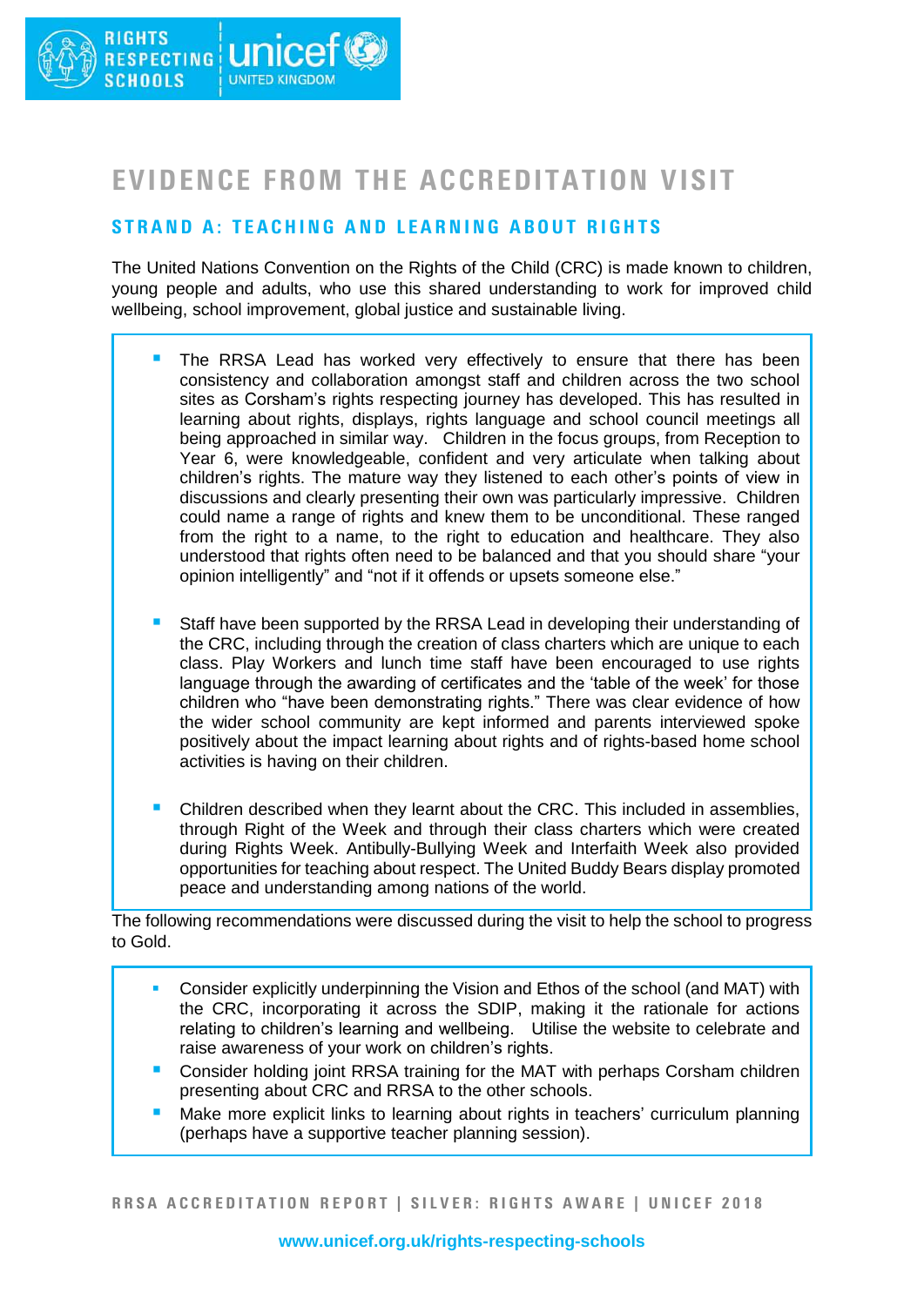# EVIDENCE FROM THE ACCREDITATION VISIT

## STRAND A: TEACHING AND LEARNING ABOUT RIGHTS

The United Nations Convention on the Rights of the Child (CRC) is made known to children, young people and adults, who use this shared understanding to work for improved child wellbeing, school improvement, global justice and sustainable living.

- The RRSA Lead has worked very effectively to ensure that there has been consistency and collaboration amongst staff and children across the two school sites as Corsham's rights respecting journey has developed. This has resulted in learning about rights, displays, rights language and school council meetings all being approached in similar way. Children in the focus groups, from Reception to Year 6, were knowledgeable, confident and very articulate when talking about children's rights. The mature way they listened to each other's points of view in discussions and clearly presenting their own was particularly impressive. Children could name a range of rights and knew them to be unconditional. These ranged from the right to a name, to the right to education and healthcare. They also understood that rights often need to be balanced and that you should share "your opinion intelligently" and "not if it offends or upsets someone else."
- Staff have been supported by the RRSA Lead in developing their understanding of the CRC, including through the creation of class charters which are unique to each class. Play Workers and lunch time staff have been encouraged to use rights language through the awarding of certificates and the 'table of the week' for those children who "have been demonstrating rights." There was clear evidence of how the wider school community are kept informed and parents interviewed spoke positively about the impact learning about rights and of rights-based home school activities is having on their children.
- Children described when they learnt about the CRC. This included in assemblies, through Right of the Week and through their class charters which were created during Rights Week. Antibully-Bullying Week and Interfaith Week also provided opportunities for teaching about respect. The United Buddy Bears display promoted peace and understanding among nations of the world.

The following recommendations were discussed during the visit to help the school to progress to Gold.

- Consider explicitly underpinning the Vision and Ethos of the school (and MAT) with the CRC, incorporating it across the SDIP, making it the rationale for actions relating to children's learning and wellbeing. Utilise the website to celebrate and raise awareness of your work on children's rights.
- Consider holding joint RRSA training for the MAT with perhaps Corsham children presenting about CRC and RRSA to the other schools.
- Make more explicit links to learning about rights in teachers' curriculum planning (perhaps have a supportive teacher planning session).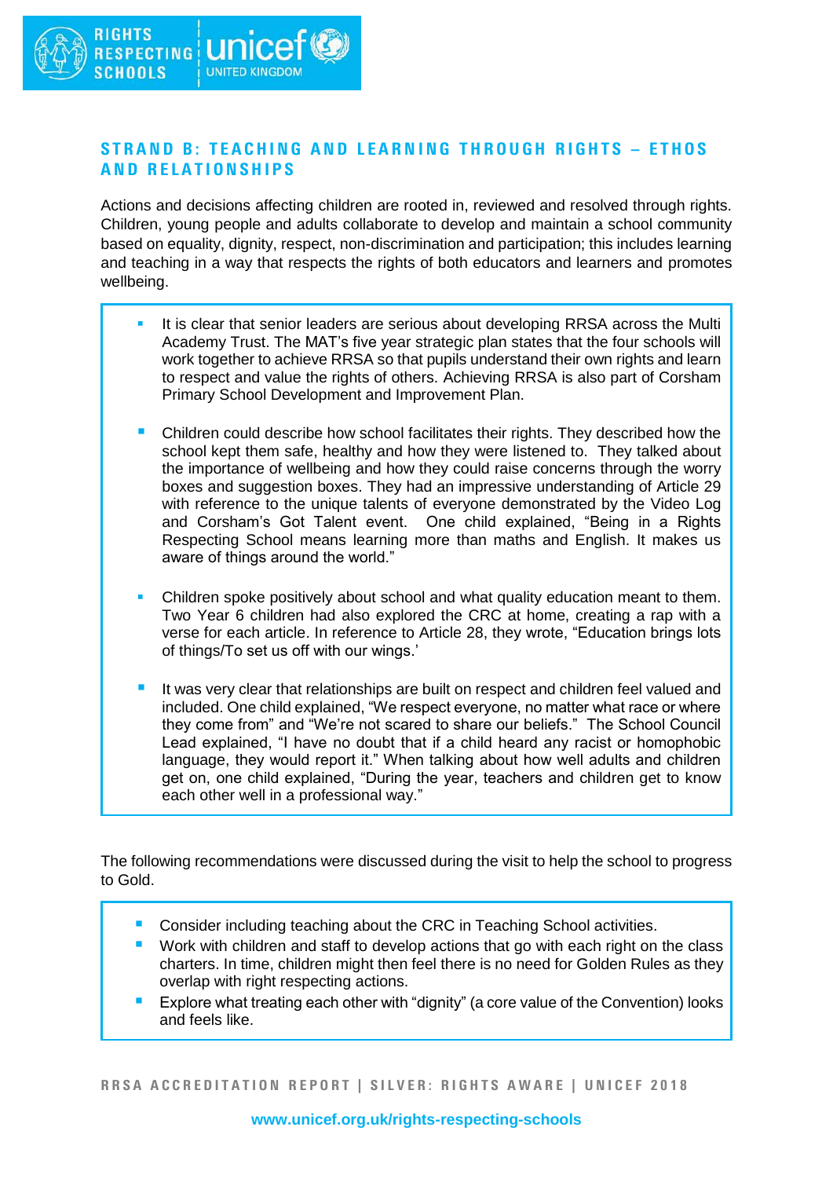## STRAND B: TEACHING AND LEARNING THROUGH RIGHTS – ETHOS AND RELATIONSHIPS

Actions and decisions affecting children are rooted in, reviewed and resolved through rights. Children, young people and adults collaborate to develop and maintain a school community based on equality, dignity, respect, non-discrimination and participation; this includes learning and teaching in a way that respects the rights of both educators and learners and promotes wellbeing.

- It is clear that senior leaders are serious about developing RRSA across the Multi Academy Trust. The MAT's five year strategic plan states that the four schools will work together to achieve RRSA so that pupils understand their own rights and learn to respect and value the rights of others. Achieving RRSA is also part of Corsham Primary School Development and Improvement Plan.

- Children could describe how school facilitates their rights. They described how the school kept them safe, healthy and how they were listened to. They talked about the importance of wellbeing and how they could raise concerns through the worry boxes and suggestion boxes. They had an impressive understanding of Article 29 with reference to the unique talents of everyone demonstrated by the Video Log and Corsham's Got Talent event. One child explained, "Being in a Rights Respecting School means learning more than maths and English. It makes us aware of things around the world."

- Children spoke positively about school and what quality education meant to them. Two Year 6 children had also explored the CRC at home, creating a rap with a verse for each article. In reference to Article 28, they wrote, "Education brings lots of things/To set us off with our wings.'

- It was very clear that relationships are built on respect and children feel valued and included. One child explained, "We respect everyone, no matter what race or where they come from" and "We're not scared to share our beliefs." The School Council Lead explained, "I have no doubt that if a child heard any racist or homophobic language, they would report it." When talking about how well adults and children get on, one child explained, "During the year, teachers and children get to know each other well in a professional way."

The following recommendations were discussed during the visit to help the school to progress to Gold.

- Consider including teaching about the CRC in Teaching School activities.
- Work with children and staff to develop actions that go with each right on the class charters. In time, children might then feel there is no need for Golden Rules as they overlap with right respecting actions.
- Explore what treating each other with "dignity" (a core value of the Convention) looks and feels like.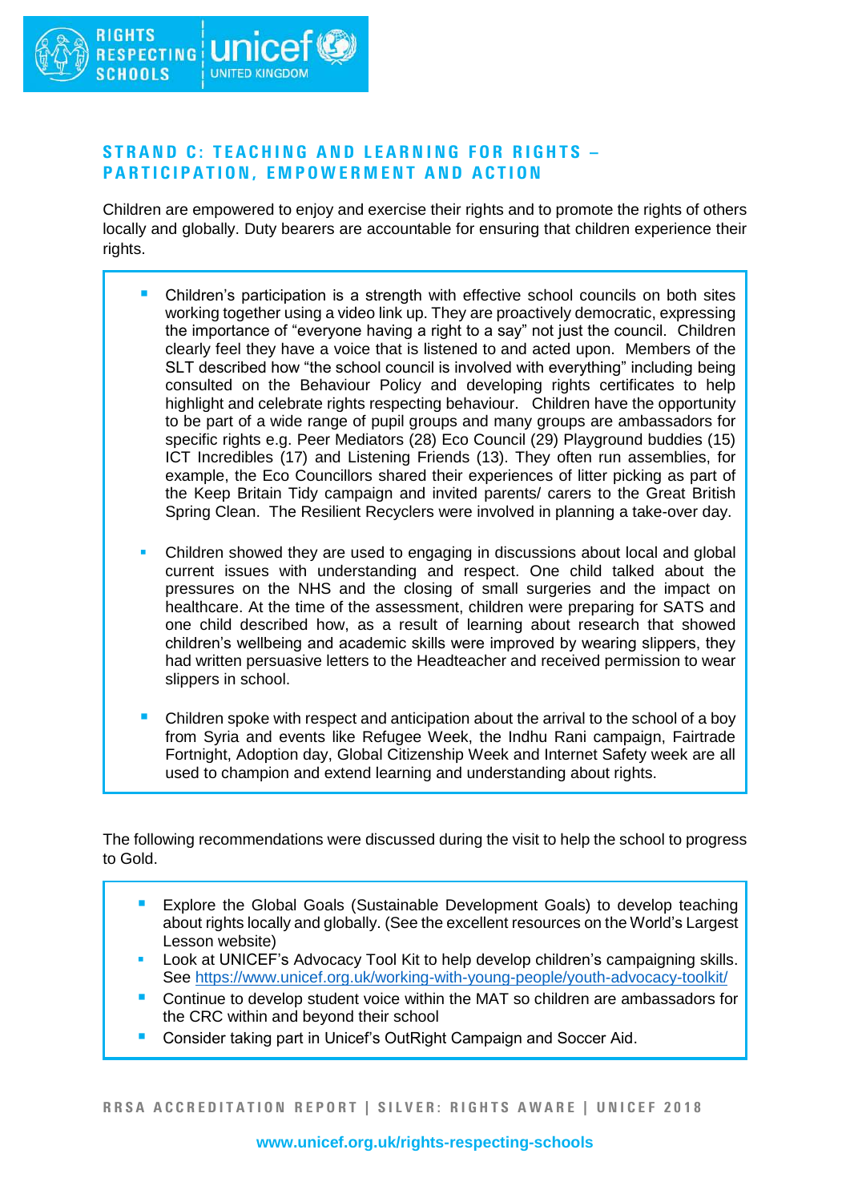## STRAND C: TEACHING AND LEARNING FOR RIGHTS – PARTICIPATION, EMPOWERMENT AND ACTION

Children are empowered to enjoy and exercise their rights and to promote the rights of others locally and globally. Duty bearers are accountable for ensuring that children experience their rights.

- Children's participation is a strength with effective school councils on both sites working together using a video link up. They are proactively democratic, expressing the importance of "everyone having a right to a say" not just the council. Children clearly feel they have a voice that is listened to and acted upon. Members of the SLT described how "the school council is involved with everything" including being consulted on the Behaviour Policy and developing rights certificates to help highlight and celebrate rights respecting behaviour. Children have the opportunity to be part of a wide range of pupil groups and many groups are ambassadors for specific rights e.g. Peer Mediators (28) Eco Council (29) Playground buddies (15) ICT Incredibles (17) and Listening Friends (13). They often run assemblies, for example, the Eco Councillors shared their experiences of litter picking as part of the Keep Britain Tidy campaign and invited parents/ carers to the Great British Spring Clean. The Resilient Recyclers were involved in planning a take-over day.

- Children showed they are used to engaging in discussions about local and global current issues with understanding and respect. One child talked about the pressures on the NHS and the closing of small surgeries and the impact on healthcare. At the time of the assessment, children were preparing for SATS and one child described how, as a result of learning about research that showed children's wellbeing and academic skills were improved by wearing slippers, they had written persuasive letters to the Headteacher and received permission to wear slippers in school.

- Children spoke with respect and anticipation about the arrival to the school of a boy from Syria and events like Refugee Week, the Indhu Rani campaign, Fairtrade Fortnight, Adoption day, Global Citizenship Week and Internet Safety week are all used to champion and extend learning and understanding about rights.

The following recommendations were discussed during the visit to help the school to progress to Gold.

- Explore the Global Goals (Sustainable Development Goals) to develop teaching about rights locally and globally. (See the excellent resources on the World's Largest Lesson website)
- Look at UNICEF's Advocacy Tool Kit to help develop children's campaigning skills. See https://www.unicef.org.uk/working-with-young-people/youth-advocacy-toolkit/
- Continue to develop student voice within the MAT so children are ambassadors for the CRC within and beyond their school
- Consider taking part in Unicef's OutRight Campaign and Soccer Aid.